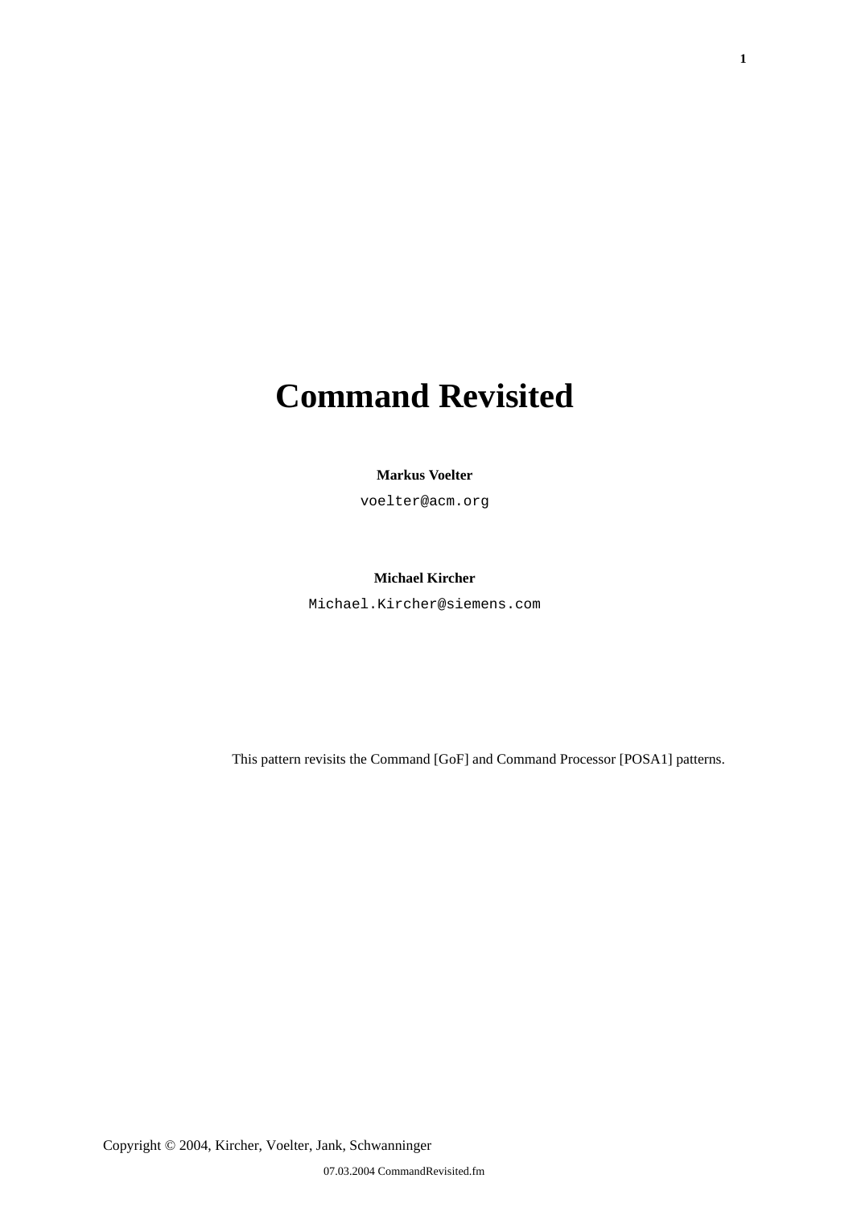# Command Revisited

**Markus Voelter**

voelter@acm.org

**Michael Kircher**

Michael.Kircher@siemens.com

This pattern revisits the Command [GoF] and Command Processor [POSA1] patterns.

Copyright © 2004, Kircher, Voelter, Jank, Schwanninger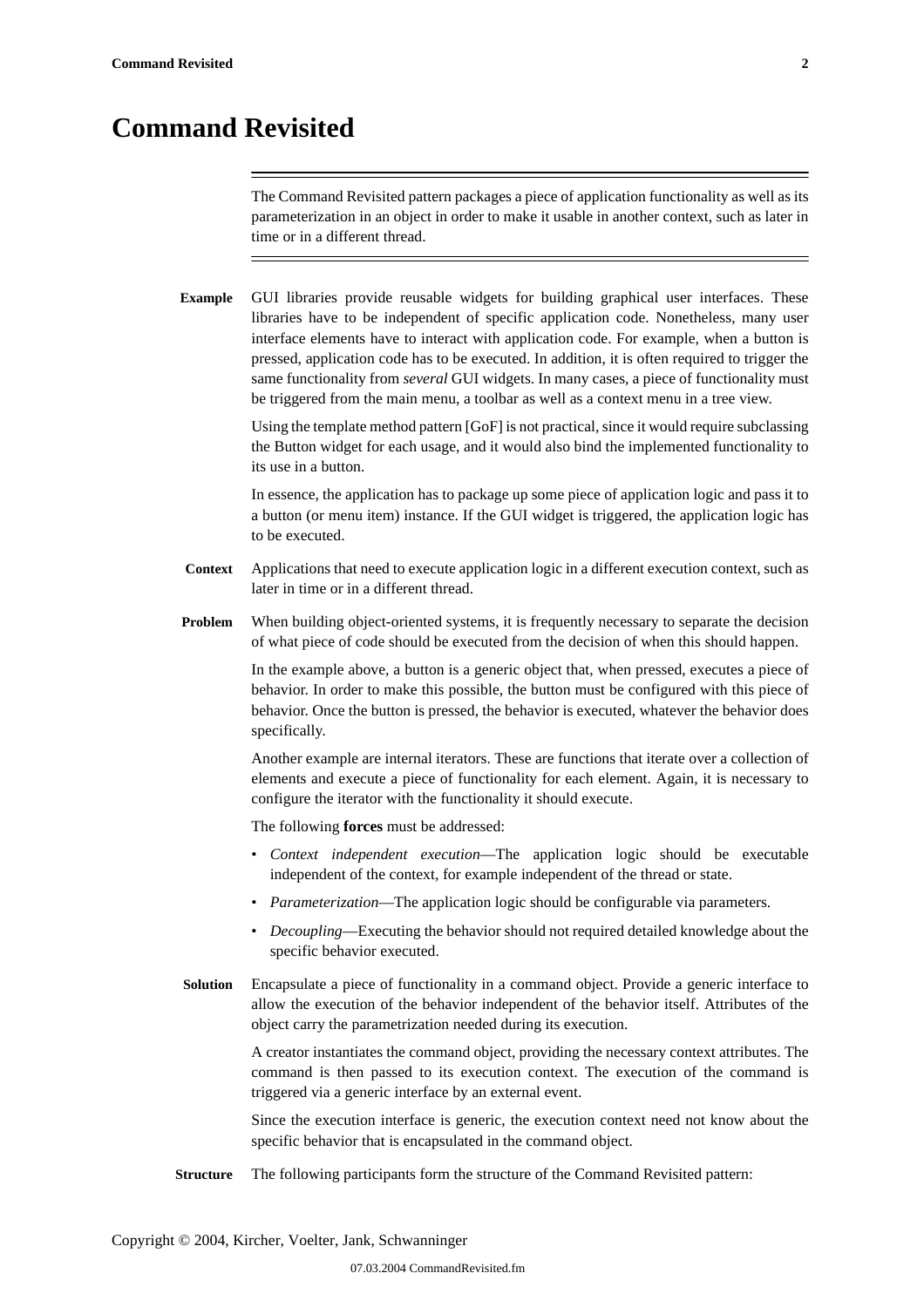# Command Revisited

The Command Revisited pattern packages a piece of application functionality as well as its parameterization in an object in order to make it usable in another context, such as later in time or in a different thread.

**Example** GUI libraries provide reusable widgets for building graphical user interfaces. These libraries have to be independent of specific application code. Nonetheless, many user interface elements have to interact with application code. For example, when a button is pressed, application code has to be executed. In addition, it is often required to trigger the same functionality from *several* GUI widgets. In many cases, a piece of functionality must be triggered from the main menu, a toolbar as well as a context menu in a tree view.

Using the template method pattern [GoF] is not practical, since it would require subclassing the Button widget for each usage, and it would also bind the implemented functionality to its use in a button.

In essence, the application has to package up some piece of application logic and pass it to a button (or menu item) instance. If the GUI widget is triggered, the application logic has to be executed.

**Context** Applications that need to execute application logic in a different execution context, such as later in time or in a different thread.

**Problem** When building object-oriented systems, it is frequently necessary to separate the decision of what piece of code should be executed from the decision of when this should happen.

In the example above, a button is a generic object that, when pressed, executes a piece of behavior. In order to make this possible, the button must be configured with this piece of behavior. Once the button is pressed, the behavior is executed, whatever the behavior does specifically.

Another example are internal iterators. These are functions that iterate over a collection of elements and execute a piece of functionality for each element. Again, it is necessary to configure the iterator with the functionality it should execute.

The following **forces** must be addressed:

- *Context independent execution*—The application logic should be executable independent of the context, for example independent of the thread or state.
- *Parameterization*—The application logic should be configurable via parameters.
- *Decoupling*—Executing the behavior should not required detailed knowledge about the specific behavior executed.

**Solution** Encapsulate a piece of functionality in a command object. Provide a generic interface to allow the execution of the behavior independent of the behavior itself. Attributes of the object carry the parametrization needed during its execution.

A creator instantiates the command object, providing the necessary context attributes. The command is then passed to its execution context. The execution of the command is triggered via a generic interface by an external event.

Since the execution interface is generic, the execution context need not know about the specific behavior that is encapsulated in the command object.

**Structure** The following participants form the structure of the Command Revisited pattern: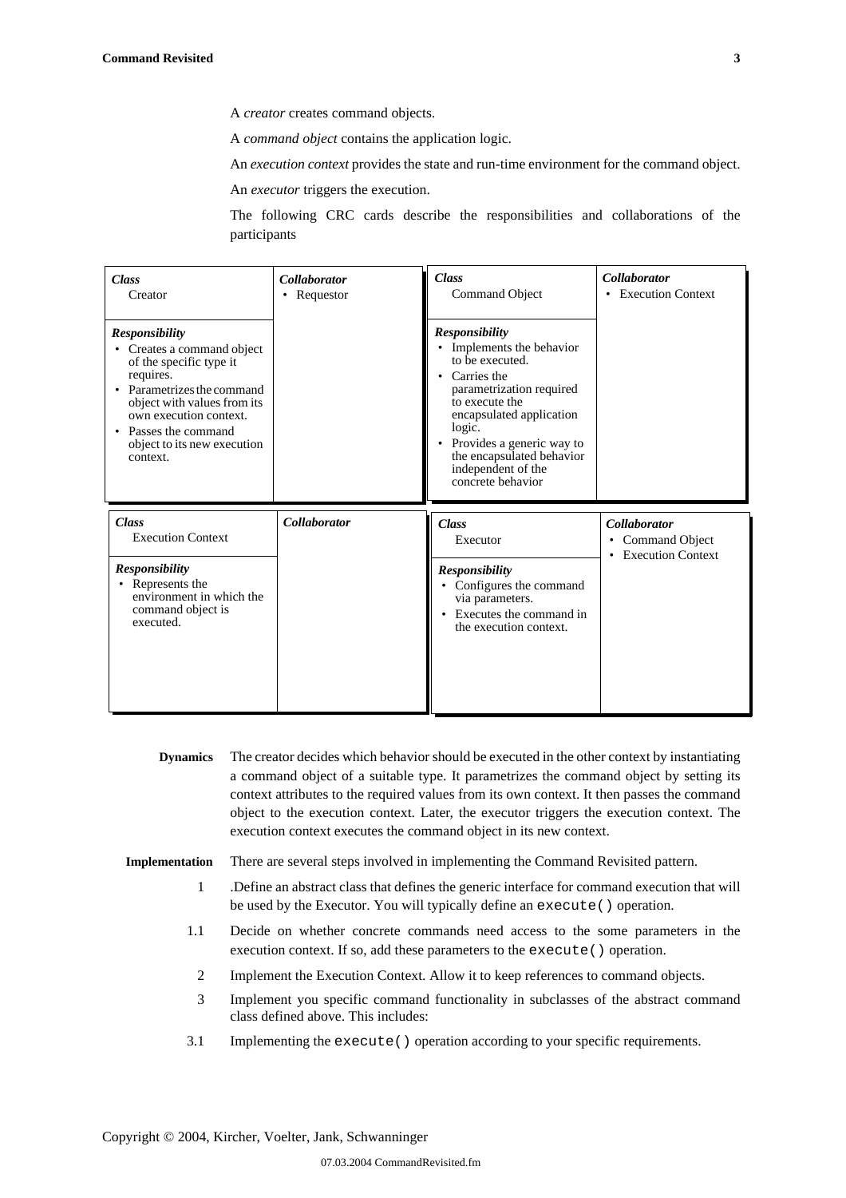A *creator* creates command objects.

A *command object* contains the application logic.

An *execution context* provides the state and run-time environment for the command object.

An *executor* triggers the execution.

The following CRC cards describe the responsibilities and collaborations of the participants

| ***Class*** Creator | ***Collaborator*** |
|---|---|
| ***Responsibility*** <br>• Creates a command object of the specific type it requires.<br>• Parametrizes the command object with values from its own execution context.<br>• Passes the command object to its new execution context. | • Requestor |

| ***Class*** Command Object | ***Collaborator*** |
|---|---|
| ***Responsibility*** <br>• Implements the behavior to be executed.<br>• Carries the parametrization required to execute the encapsulated application logic.<br>• Provides a generic way to the encapsulated behavior independent of the concrete behavior | • Execution Context |

| ***Class*** Execution Context | ***Collaborator*** |
|---|---|
| ***Responsibility*** <br>• Represents the environment in which the command object is executed. | |

| ***Class*** Executor | ***Collaborator*** |
|---|---|
| ***Responsibility*** <br>• Configures the command via parameters.<br>• Executes the command in the execution context. | • Command Object<br>• Execution Context |

**Dynamics** The creator decides which behavior should be executed in the other context by instantiating a command object of a suitable type. It parametrizes the command object by setting its context attributes to the required values from its own context. It then passes the command object to the execution context. Later, the executor triggers the execution context. The execution context executes the command object in its new context.

**Implementation** There are several steps involved in implementing the Command Revisited pattern.

1 .Define an abstract class that defines the generic interface for command execution that will be used by the Executor. You will typically define an `execute()` operation.

1.1 Decide on whether concrete commands need access to the some parameters in the execution context. If so, add these parameters to the `execute()` operation.

2 Implement the Execution Context. Allow it to keep references to command objects.

3 Implement you specific command functionality in subclasses of the abstract command class defined above. This includes:

3.1 Implementing the `execute()` operation according to your specific requirements.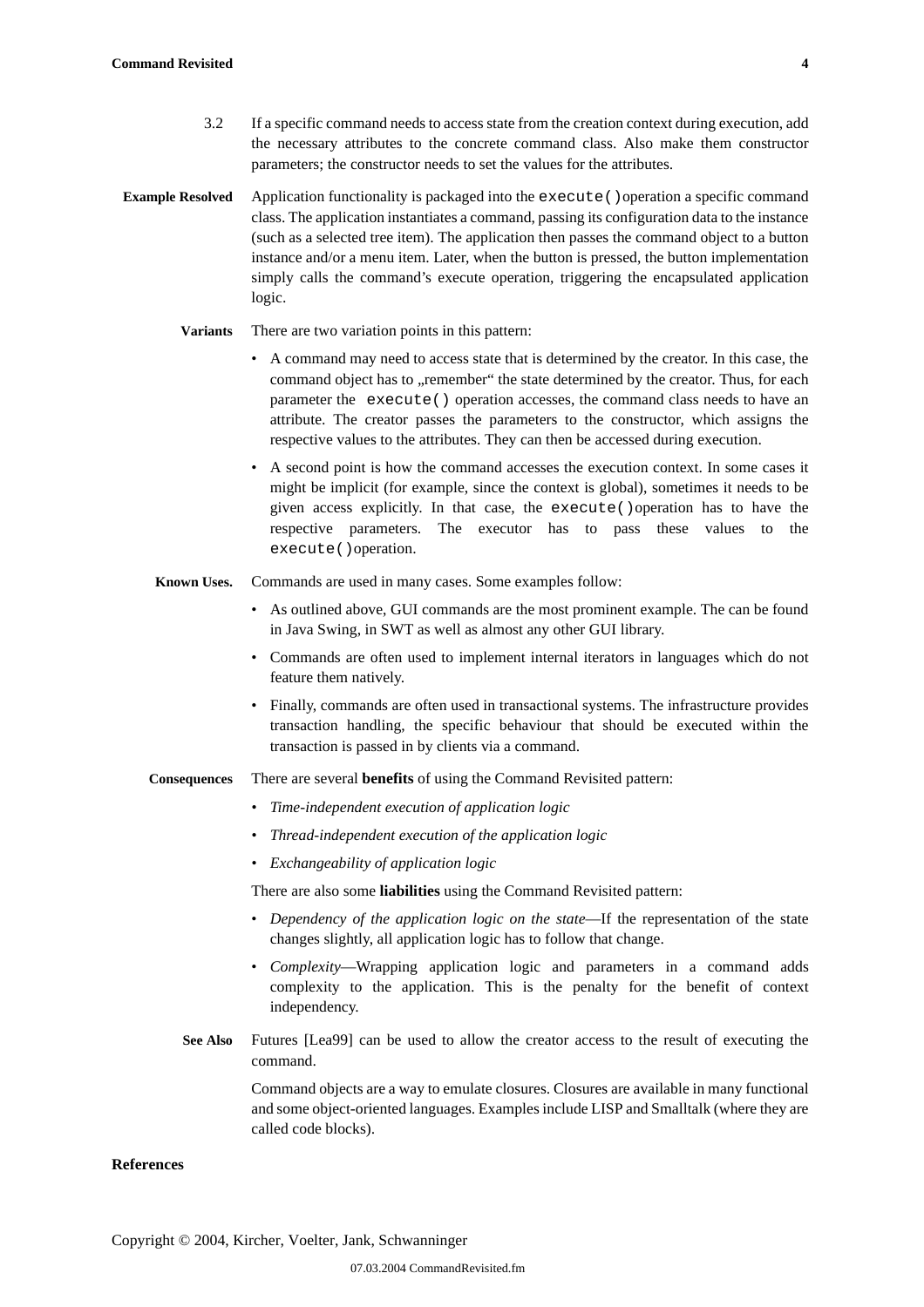3.2 If a specific command needs to access state from the creation context during execution, add the necessary attributes to the concrete command class. Also make them constructor parameters; the constructor needs to set the values for the attributes.

**Example Resolved** Application functionality is packaged into the `execute()` operation a specific command class. The application instantiates a command, passing its configuration data to the instance (such as a selected tree item). The application then passes the command object to a button instance and/or a menu item. Later, when the button is pressed, the button implementation simply calls the command's execute operation, triggering the encapsulated application logic.

**Variants** There are two variation points in this pattern:

- A command may need to access state that is determined by the creator. In this case, the command object has to „remember" the state determined by the creator. Thus, for each parameter the `execute()` operation accesses, the command class needs to have an attribute. The creator passes the parameters to the constructor, which assigns the respective values to the attributes. They can then be accessed during execution.
- A second point is how the command accesses the execution context. In some cases it might be implicit (for example, since the context is global), sometimes it needs to be given access explicitly. In that case, the `execute()` operation has to have the respective parameters. The executor has to pass these values to the `execute()` operation.

**Known Uses.** Commands are used in many cases. Some examples follow:

- As outlined above, GUI commands are the most prominent example. The can be found in Java Swing, in SWT as well as almost any other GUI library.
- Commands are often used to implement internal iterators in languages which do not feature them natively.
- Finally, commands are often used in transactional systems. The infrastructure provides transaction handling, the specific behaviour that should be executed within the transaction is passed in by clients via a command.

**Consequences** There are several **benefits** of using the Command Revisited pattern:

- *Time-independent execution of application logic*
- *Thread-independent execution of the application logic*
- *Exchangeability of application logic*

There are also some **liabilities** using the Command Revisited pattern:

- *Dependency of the application logic on the state*—If the representation of the state changes slightly, all application logic has to follow that change.
- *Complexity*—Wrapping application logic and parameters in a command adds complexity to the application. This is the penalty for the benefit of context independency.

**See Also** Futures [Lea99] can be used to allow the creator access to the result of executing the command.

Command objects are a way to emulate closures. Closures are available in many functional and some object-oriented languages. Examples include LISP and Smalltalk (where they are called code blocks).

## References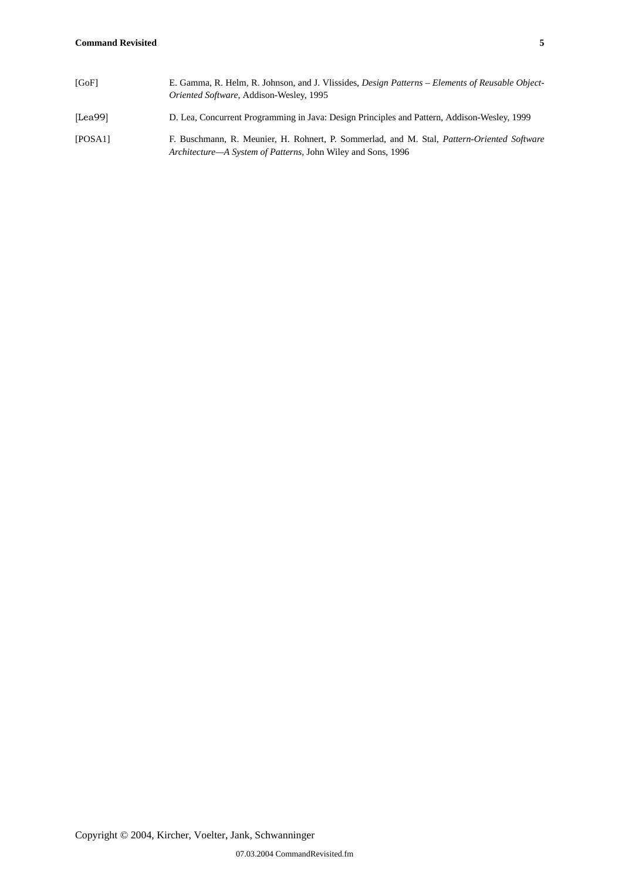[GoF] E. Gamma, R. Helm, R. Johnson, and J. Vlissides, *Design Patterns – Elements of Reusable Object-Oriented Software*, Addison-Wesley, 1995

[Lea99] D. Lea, Concurrent Programming in Java: Design Principles and Pattern, Addison-Wesley, 1999

[POSA1] F. Buschmann, R. Meunier, H. Rohnert, P. Sommerlad, and M. Stal, *Pattern-Oriented Software Architecture—A System of Patterns*, John Wiley and Sons, 1996

Copyright © 2004, Kircher, Voelter, Jank, Schwanninger